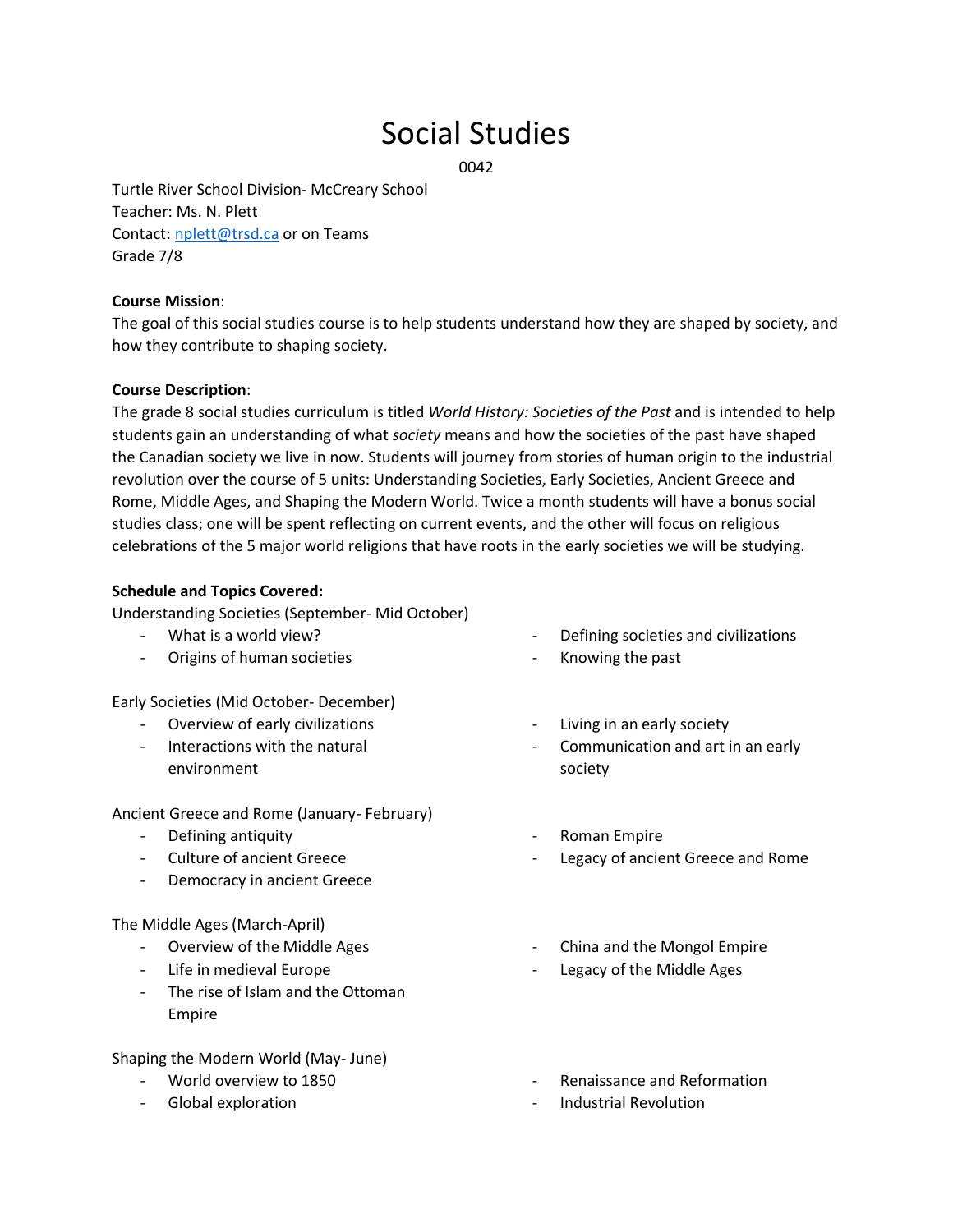# Social Studies

0042

Turtle River School Division- McCreary School
Teacher: Ms. N. Plett
Contact: nplett@trsd.ca or on Teams
Grade 7/8

**Course Mission**:
The goal of this social studies course is to help students understand how they are shaped by society, and how they contribute to shaping society.

**Course Description**:
The grade 8 social studies curriculum is titled *World History: Societies of the Past* and is intended to help students gain an understanding of what *society* means and how the societies of the past have shaped the Canadian society we live in now. Students will journey from stories of human origin to the industrial revolution over the course of 5 units: Understanding Societies, Early Societies, Ancient Greece and Rome, Middle Ages, and Shaping the Modern World. Twice a month students will have a bonus social studies class; one will be spent reflecting on current events, and the other will focus on religious celebrations of the 5 major world religions that have roots in the early societies we will be studying.

**Schedule and Topics Covered:**

Understanding Societies (September- Mid October)

- What is a world view?
- Origins of human societies
- Defining societies and civilizations
- Knowing the past

Early Societies (Mid October- December)

- Overview of early civilizations
- Interactions with the natural environment
- Living in an early society
- Communication and art in an early society

Ancient Greece and Rome (January- February)

- Defining antiquity
- Culture of ancient Greece
- Democracy in ancient Greece
- Roman Empire
- Legacy of ancient Greece and Rome

The Middle Ages (March-April)

- Overview of the Middle Ages
- Life in medieval Europe
- The rise of Islam and the Ottoman Empire
- China and the Mongol Empire
- Legacy of the Middle Ages

Shaping the Modern World (May- June)

- World overview to 1850
- Global exploration
- Renaissance and Reformation
- Industrial Revolution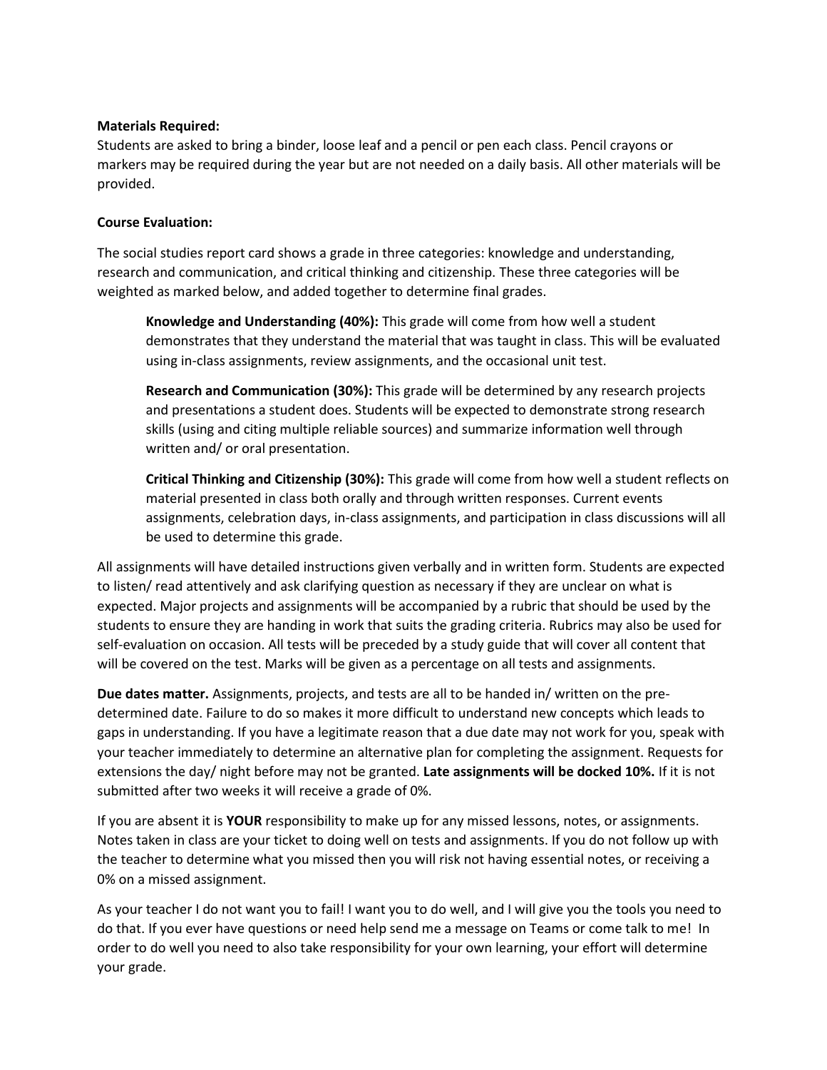**Materials Required:**
Students are asked to bring a binder, loose leaf and a pencil or pen each class. Pencil crayons or markers may be required during the year but are not needed on a daily basis. All other materials will be provided.

**Course Evaluation:**

The social studies report card shows a grade in three categories: knowledge and understanding, research and communication, and critical thinking and citizenship. These three categories will be weighted as marked below, and added together to determine final grades.

> **Knowledge and Understanding (40%):** This grade will come from how well a student demonstrates that they understand the material that was taught in class. This will be evaluated using in-class assignments, review assignments, and the occasional unit test.
>
> **Research and Communication (30%):** This grade will be determined by any research projects and presentations a student does. Students will be expected to demonstrate strong research skills (using and citing multiple reliable sources) and summarize information well through written and/ or oral presentation.
>
> **Critical Thinking and Citizenship (30%):** This grade will come from how well a student reflects on material presented in class both orally and through written responses. Current events assignments, celebration days, in-class assignments, and participation in class discussions will all be used to determine this grade.

All assignments will have detailed instructions given verbally and in written form. Students are expected to listen/ read attentively and ask clarifying question as necessary if they are unclear on what is expected. Major projects and assignments will be accompanied by a rubric that should be used by the students to ensure they are handing in work that suits the grading criteria. Rubrics may also be used for self-evaluation on occasion. All tests will be preceded by a study guide that will cover all content that will be covered on the test. Marks will be given as a percentage on all tests and assignments.

**Due dates matter.** Assignments, projects, and tests are all to be handed in/ written on the pre-determined date. Failure to do so makes it more difficult to understand new concepts which leads to gaps in understanding. If you have a legitimate reason that a due date may not work for you, speak with your teacher immediately to determine an alternative plan for completing the assignment. Requests for extensions the day/ night before may not be granted. **Late assignments will be docked 10%.** If it is not submitted after two weeks it will receive a grade of 0%.

If you are absent it is **YOUR** responsibility to make up for any missed lessons, notes, or assignments. Notes taken in class are your ticket to doing well on tests and assignments. If you do not follow up with the teacher to determine what you missed then you will risk not having essential notes, or receiving a 0% on a missed assignment.

As your teacher I do not want you to fail! I want you to do well, and I will give you the tools you need to do that. If you ever have questions or need help send me a message on Teams or come talk to me! In order to do well you need to also take responsibility for your own learning, your effort will determine your grade.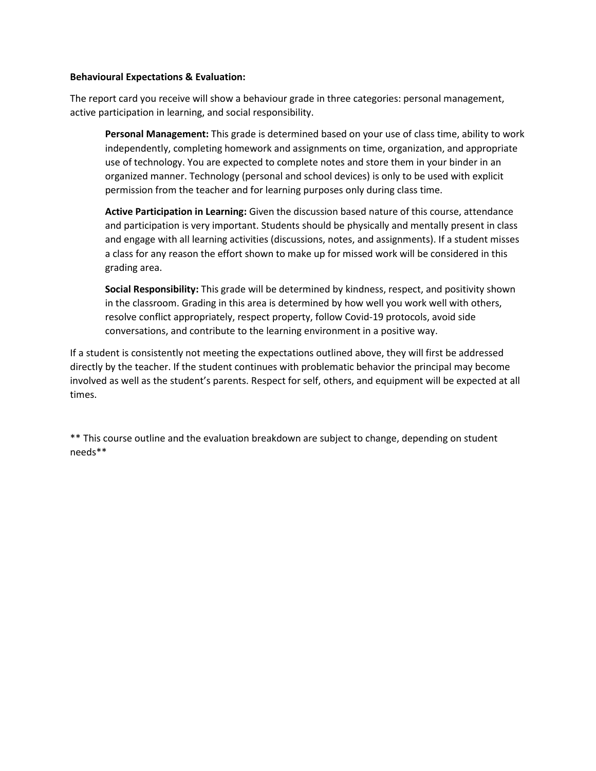**Behavioural Expectations & Evaluation:**

The report card you receive will show a behaviour grade in three categories: personal management, active participation in learning, and social responsibility.

> **Personal Management:** This grade is determined based on your use of class time, ability to work independently, completing homework and assignments on time, organization, and appropriate use of technology. You are expected to complete notes and store them in your binder in an organized manner. Technology (personal and school devices) is only to be used with explicit permission from the teacher and for learning purposes only during class time.
>
> **Active Participation in Learning:** Given the discussion based nature of this course, attendance and participation is very important. Students should be physically and mentally present in class and engage with all learning activities (discussions, notes, and assignments). If a student misses a class for any reason the effort shown to make up for missed work will be considered in this grading area.
>
> **Social Responsibility:** This grade will be determined by kindness, respect, and positivity shown in the classroom. Grading in this area is determined by how well you work well with others, resolve conflict appropriately, respect property, follow Covid-19 protocols, avoid side conversations, and contribute to the learning environment in a positive way.

If a student is consistently not meeting the expectations outlined above, they will first be addressed directly by the teacher. If the student continues with problematic behavior the principal may become involved as well as the student's parents. Respect for self, others, and equipment will be expected at all times.

** This course outline and the evaluation breakdown are subject to change, depending on student needs**